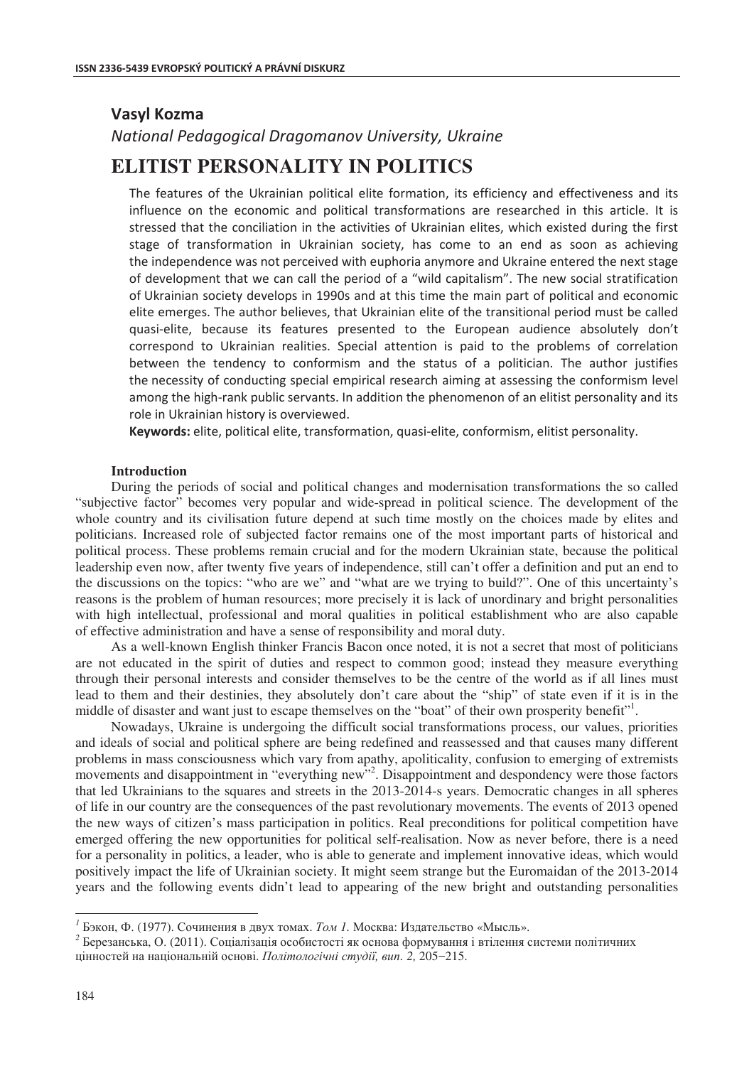**Vasyl Kozma**

*National Pedagogical Dragomanov University, Ukraine*

# ELITIST PERSONALITY IN POLITICS

The features of the Ukrainian political elite formation, its efficiency and effectiveness and its influence on the economic and political transformations are researched in this article. It is stressed that the conciliation in the activities of Ukrainian elites, which existed during the first stage of transformation in Ukrainian society, has come to an end as soon as achieving the independence was not perceived with euphoria anymore and Ukraine entered the next stage of development that we can call the period of a "wild capitalism". The new social stratification of Ukrainian society develops in 1990s and at this time the main part of political and economic elite emerges. The author believes, that Ukrainian elite of the transitional period must be called quasi-elite, because its features presented to the European audience absolutely don't correspond to Ukrainian realities. Special attention is paid to the problems of correlation between the tendency to conformism and the status of a politician. The author justifies the necessity of conducting special empirical research aiming at assessing the conformism level among the high-rank public servants. In addition the phenomenon of an elitist personality and its role in Ukrainian history is overviewed.

**Keywords:** elite, political elite, transformation, quasi-elite, conformism, elitist personality.

## Introduction

During the periods of social and political changes and modernisation transformations the so called "subjective factor" becomes very popular and wide-spread in political science. The development of the whole country and its civilisation future depend at such time mostly on the choices made by elites and politicians. Increased role of subjected factor remains one of the most important parts of historical and political process. These problems remain crucial and for the modern Ukrainian state, because the political leadership even now, after twenty five years of independence, still can't offer a definition and put an end to the discussions on the topics: "who are we" and "what are we trying to build?". One of this uncertainty's reasons is the problem of human resources; more precisely it is lack of unordinary and bright personalities with high intellectual, professional and moral qualities in political establishment who are also capable of effective administration and have a sense of responsibility and moral duty.

As a well-known English thinker Francis Bacon once noted, it is not a secret that most of politicians are not educated in the spirit of duties and respect to common good; instead they measure everything through their personal interests and consider themselves to be the centre of the world as if all lines must lead to them and their destinies, they absolutely don't care about the "ship" of state even if it is in the middle of disaster and want just to escape themselves on the "boat" of their own prosperity benefit"[1].

Nowadays, Ukraine is undergoing the difficult social transformations process, our values, priorities and ideals of social and political sphere are being redefined and reassessed and that causes many different problems in mass consciousness which vary from apathy, apoliticality, confusion to emerging of extremists movements and disappointment in "everything new"[2]. Disappointment and despondency were those factors that led Ukrainians to the squares and streets in the 2013-2014-s years. Democratic changes in all spheres of life in our country are the consequences of the past revolutionary movements. The events of 2013 opened the new ways of citizen's mass participation in politics. Real preconditions for political competition have emerged offering the new opportunities for political self-realisation. Now as never before, there is a need for a personality in politics, a leader, who is able to generate and implement innovative ideas, which would positively impact the life of Ukrainian society. It might seem strange but the Euromaidan of the 2013-2014 years and the following events didn't lead to appearing of the new bright and outstanding personalities

---

[1] Бэкон, Ф. (1977). Сочинения в двух томах. *Том 1.* Москва: Издательство «Мысль».

[2] Березанська, О. (2011). Соціалізація особистості як основа формування і втілення системи політичних цінностей на національній основі. *Політологічні студії, вип. 2,* 205−215.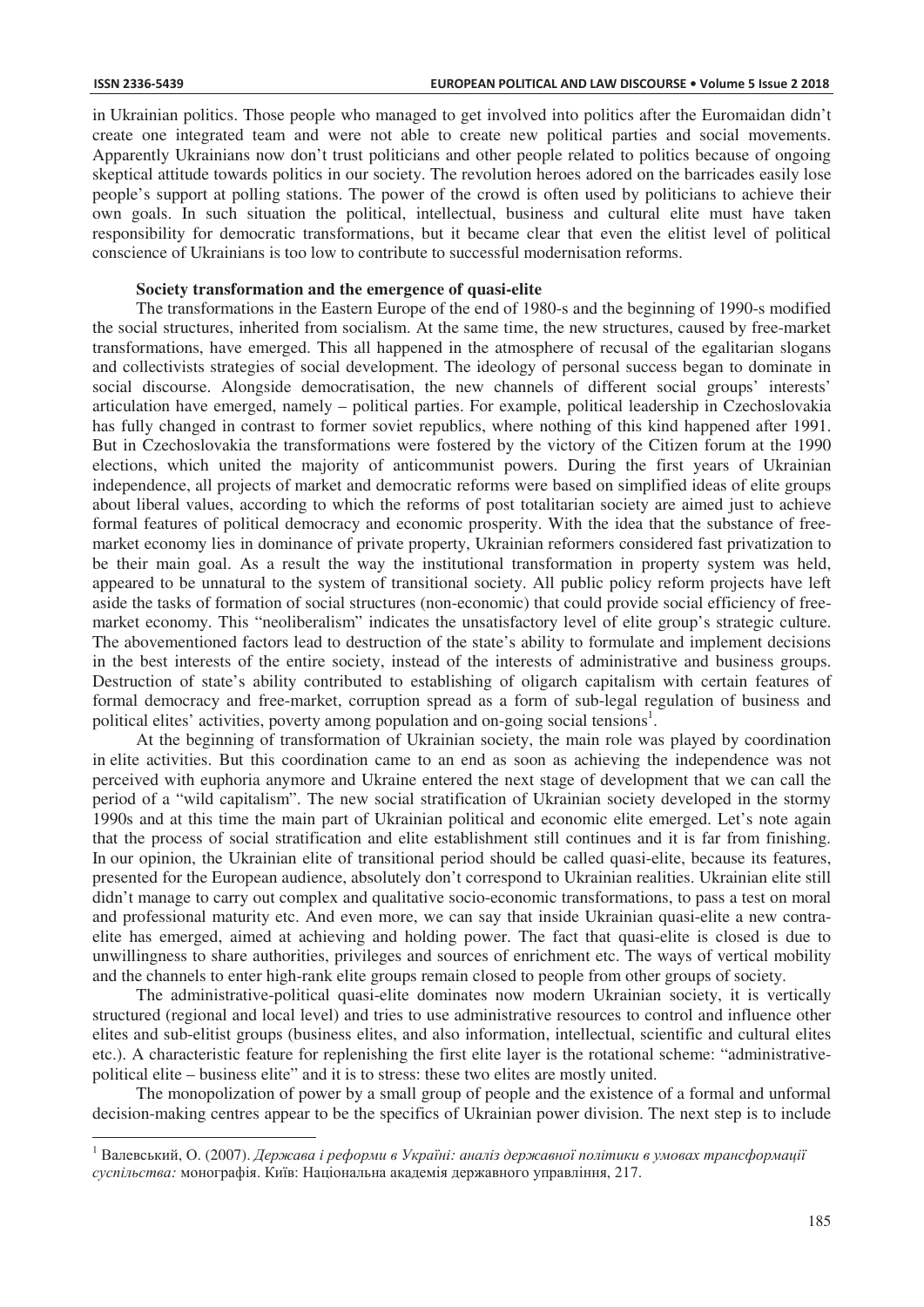in Ukrainian politics. Those people who managed to get involved into politics after the Euromaidan didn't create one integrated team and were not able to create new political parties and social movements. Apparently Ukrainians now don't trust politicians and other people related to politics because of ongoing skeptical attitude towards politics in our society. The revolution heroes adored on the barricades easily lose people's support at polling stations. The power of the crowd is often used by politicians to achieve their own goals. In such situation the political, intellectual, business and cultural elite must have taken responsibility for democratic transformations, but it became clear that even the elitist level of political conscience of Ukrainians is too low to contribute to successful modernisation reforms.

**Society transformation and the emergence of quasi-elite**

The transformations in the Eastern Europe of the end of 1980-s and the beginning of 1990-s modified the social structures, inherited from socialism. At the same time, the new structures, caused by free-market transformations, have emerged. This all happened in the atmosphere of recusal of the egalitarian slogans and collectivists strategies of social development. The ideology of personal success began to dominate in social discourse. Alongside democratisation, the new channels of different social groups' interests' articulation have emerged, namely – political parties. For example, political leadership in Czechoslovakia has fully changed in contrast to former soviet republics, where nothing of this kind happened after 1991. But in Czechoslovakia the transformations were fostered by the victory of the Citizen forum at the 1990 elections, which united the majority of anticommunist powers. During the first years of Ukrainian independence, all projects of market and democratic reforms were based on simplified ideas of elite groups about liberal values, according to which the reforms of post totalitarian society are aimed just to achieve formal features of political democracy and economic prosperity. With the idea that the substance of free-market economy lies in dominance of private property, Ukrainian reformers considered fast privatization to be their main goal. As a result the way the institutional transformation in property system was held, appeared to be unnatural to the system of transitional society. All public policy reform projects have left aside the tasks of formation of social structures (non-economic) that could provide social efficiency of free-market economy. This "neoliberalism" indicates the unsatisfactory level of elite group's strategic culture. The abovementioned factors lead to destruction of the state's ability to formulate and implement decisions in the best interests of the entire society, instead of the interests of administrative and business groups. Destruction of state's ability contributed to establishing of oligarch capitalism with certain features of formal democracy and free-market, corruption spread as a form of sub-legal regulation of business and political elites' activities, poverty among population and on-going social tensions[1].

At the beginning of transformation of Ukrainian society, the main role was played by coordination in elite activities. But this coordination came to an end as soon as achieving the independence was not perceived with euphoria anymore and Ukraine entered the next stage of development that we can call the period of a "wild capitalism". The new social stratification of Ukrainian society developed in the stormy 1990s and at this time the main part of Ukrainian political and economic elite emerged. Let's note again that the process of social stratification and elite establishment still continues and it is far from finishing. In our opinion, the Ukrainian elite of transitional period should be called quasi-elite, because its features, presented for the European audience, absolutely don't correspond to Ukrainian realities. Ukrainian elite still didn't manage to carry out complex and qualitative socio-economic transformations, to pass a test on moral and professional maturity etc. And even more, we can say that inside Ukrainian quasi-elite a new contra-elite has emerged, aimed at achieving and holding power. The fact that quasi-elite is closed is due to unwillingness to share authorities, privileges and sources of enrichment etc. The ways of vertical mobility and the channels to enter high-rank elite groups remain closed to people from other groups of society.

The administrative-political quasi-elite dominates now modern Ukrainian society, it is vertically structured (regional and local level) and tries to use administrative resources to control and influence other elites and sub-elitist groups (business elites, and also information, intellectual, scientific and cultural elites etc.). A characteristic feature for replenishing the first elite layer is the rotational scheme: "administrative-political elite – business elite" and it is to stress: these two elites are mostly united.

The monopolization of power by a small group of people and the existence of a formal and unformal decision-making centres appear to be the specifics of Ukrainian power division. The next step is to include

[1] Валевський, О. (2007). *Держава і реформи в Україні: аналіз державної політики в умовах трансформації суспільства:* монографія. Київ: Національна академія державного управління, 217.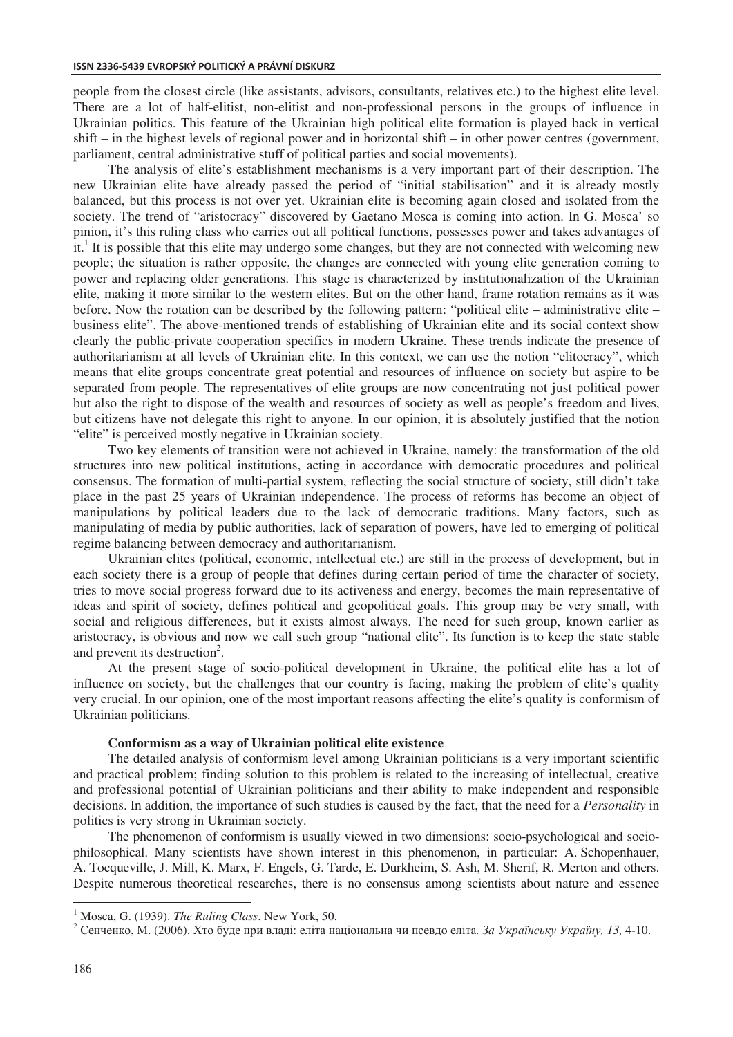people from the closest circle (like assistants, advisors, consultants, relatives etc.) to the highest elite level. There are a lot of half-elitist, non-elitist and non-professional persons in the groups of influence in Ukrainian politics. This feature of the Ukrainian high political elite formation is played back in vertical shift – in the highest levels of regional power and in horizontal shift – in other power centres (government, parliament, central administrative stuff of political parties and social movements).

The analysis of elite's establishment mechanisms is a very important part of their description. The new Ukrainian elite have already passed the period of "initial stabilisation" and it is already mostly balanced, but this process is not over yet. Ukrainian elite is becoming again closed and isolated from the society. The trend of "aristocracy" discovered by Gaetano Mosca is coming into action. In G. Mosca' so pinion, it's this ruling class who carries out all political functions, possesses power and takes advantages of it.[1] It is possible that this elite may undergo some changes, but they are not connected with welcoming new people; the situation is rather opposite, the changes are connected with young elite generation coming to power and replacing older generations. This stage is characterized by institutionalization of the Ukrainian elite, making it more similar to the western elites. But on the other hand, frame rotation remains as it was before. Now the rotation can be described by the following pattern: "political elite – administrative elite – business elite". The above-mentioned trends of establishing of Ukrainian elite and its social context show clearly the public-private cooperation specifics in modern Ukraine. These trends indicate the presence of authoritarianism at all levels of Ukrainian elite. In this context, we can use the notion "elitocracy", which means that elite groups concentrate great potential and resources of influence on society but aspire to be separated from people. The representatives of elite groups are now concentrating not just political power but also the right to dispose of the wealth and resources of society as well as people's freedom and lives, but citizens have not delegate this right to anyone. In our opinion, it is absolutely justified that the notion "elite" is perceived mostly negative in Ukrainian society.

Two key elements of transition were not achieved in Ukraine, namely: the transformation of the old structures into new political institutions, acting in accordance with democratic procedures and political consensus. The formation of multi-partial system, reflecting the social structure of society, still didn't take place in the past 25 years of Ukrainian independence. The process of reforms has become an object of manipulations by political leaders due to the lack of democratic traditions. Many factors, such as manipulating of media by public authorities, lack of separation of powers, have led to emerging of political regime balancing between democracy and authoritarianism.

Ukrainian elites (political, economic, intellectual etc.) are still in the process of development, but in each society there is a group of people that defines during certain period of time the character of society, tries to move social progress forward due to its activeness and energy, becomes the main representative of ideas and spirit of society, defines political and geopolitical goals. This group may be very small, with social and religious differences, but it exists almost always. The need for such group, known earlier as aristocracy, is obvious and now we call such group "national elite". Its function is to keep the state stable and prevent its destruction[2].

At the present stage of socio-political development in Ukraine, the political elite has a lot of influence on society, but the challenges that our country is facing, making the problem of elite's quality very crucial. In our opinion, one of the most important reasons affecting the elite's quality is conformism of Ukrainian politicians.

**Conformism as a way of Ukrainian political elite existence**

The detailed analysis of conformism level among Ukrainian politicians is a very important scientific and practical problem; finding solution to this problem is related to the increasing of intellectual, creative and professional potential of Ukrainian politicians and their ability to make independent and responsible decisions. In addition, the importance of such studies is caused by the fact, that the need for a *Personality* in politics is very strong in Ukrainian society.

The phenomenon of conformism is usually viewed in two dimensions: socio-psychological and socio-philosophical. Many scientists have shown interest in this phenomenon, in particular: A. Schopenhauer, A. Tocqueville, J. Mill, K. Marx, F. Engels, G. Tarde, E. Durkheim, S. Ash, M. Sherif, R. Merton and others. Despite numerous theoretical researches, there is no consensus among scientists about nature and essence

---

[1] Mosca, G. (1939). *The Ruling Class*. New York, 50.

[2] Сенченко, М. (2006). Хто буде при владі: еліта національна чи псевдо еліта. *За Українську Україну, 13,* 4-10.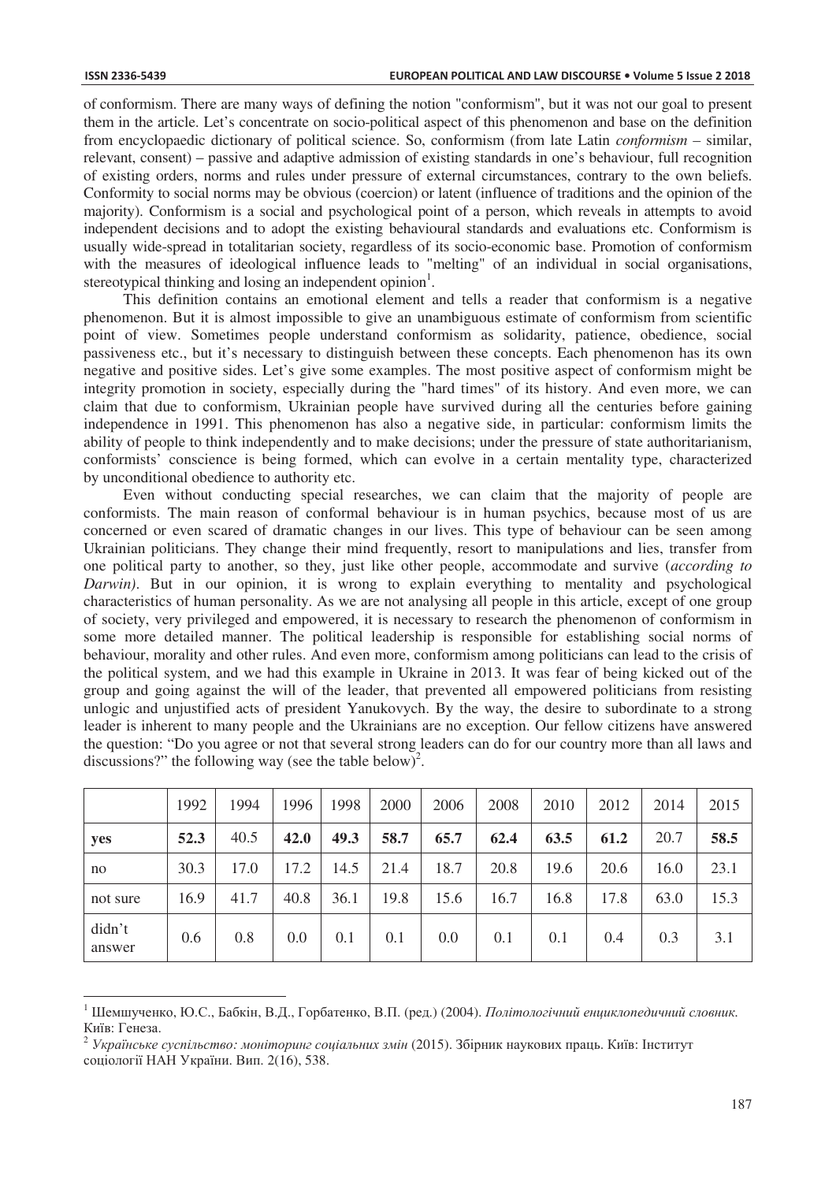of conformism. There are many ways of defining the notion "conformism", but it was not our goal to present them in the article. Let's concentrate on socio-political aspect of this phenomenon and base on the definition from encyclopaedic dictionary of political science. So, conformism (from late Latin *conformism* – similar, relevant, consent) – passive and adaptive admission of existing standards in one's behaviour, full recognition of existing orders, norms and rules under pressure of external circumstances, contrary to the own beliefs. Conformity to social norms may be obvious (coercion) or latent (influence of traditions and the opinion of the majority). Conformism is a social and psychological point of a person, which reveals in attempts to avoid independent decisions and to adopt the existing behavioural standards and evaluations etc. Conformism is usually wide-spread in totalitarian society, regardless of its socio-economic base. Promotion of conformism with the measures of ideological influence leads to "melting" of an individual in social organisations, stereotypical thinking and losing an independent opinion[1].

This definition contains an emotional element and tells a reader that conformism is a negative phenomenon. But it is almost impossible to give an unambiguous estimate of conformism from scientific point of view. Sometimes people understand conformism as solidarity, patience, obedience, social passiveness etc., but it's necessary to distinguish between these concepts. Each phenomenon has its own negative and positive sides. Let's give some examples. The most positive aspect of conformism might be integrity promotion in society, especially during the "hard times" of its history. And even more, we can claim that due to conformism, Ukrainian people have survived during all the centuries before gaining independence in 1991. This phenomenon has also a negative side, in particular: conformism limits the ability of people to think independently and to make decisions; under the pressure of state authoritarianism, conformists' conscience is being formed, which can evolve in a certain mentality type, characterized by unconditional obedience to authority etc.

Even without conducting special researches, we can claim that the majority of people are conformists. The main reason of conformal behaviour is in human psychics, because most of us are concerned or even scared of dramatic changes in our lives. This type of behaviour can be seen among Ukrainian politicians. They change their mind frequently, resort to manipulations and lies, transfer from one political party to another, so they, just like other people, accommodate and survive (*according to Darwin)*. But in our opinion, it is wrong to explain everything to mentality and psychological characteristics of human personality. As we are not analysing all people in this article, except of one group of society, very privileged and empowered, it is necessary to research the phenomenon of conformism in some more detailed manner. The political leadership is responsible for establishing social norms of behaviour, morality and other rules. And even more, conformism among politicians can lead to the crisis of the political system, and we had this example in Ukraine in 2013. It was fear of being kicked out of the group and going against the will of the leader, that prevented all empowered politicians from resisting unlogic and unjustified acts of president Yanukovych. By the way, the desire to subordinate to a strong leader is inherent to many people and the Ukrainians are no exception. Our fellow citizens have answered the question: "Do you agree or not that several strong leaders can do for our country more than all laws and discussions?" the following way (see the table below)[2].

| | 1992 | 1994 | 1996 | 1998 | 2000 | 2006 | 2008 | 2010 | 2012 | 2014 | 2015 |
|---|---|---|---|---|---|---|---|---|---|---|---|
| **yes** | **52.3** | 40.5 | **42.0** | **49.3** | **58.7** | **65.7** | **62.4** | **63.5** | **61.2** | 20.7 | **58.5** |
| no | 30.3 | 17.0 | 17.2 | 14.5 | 21.4 | 18.7 | 20.8 | 19.6 | 20.6 | 16.0 | 23.1 |
| not sure | 16.9 | 41.7 | 40.8 | 36.1 | 19.8 | 15.6 | 16.7 | 16.8 | 17.8 | 63.0 | 15.3 |
| didn't answer | 0.6 | 0.8 | 0.0 | 0.1 | 0.1 | 0.0 | 0.1 | 0.1 | 0.4 | 0.3 | 3.1 |

[1] Шемшученко, Ю.С., Бабкін, В.Д., Горбатенко, В.П. (ред.) (2004). *Політологічний енциклопедичний словник.* Київ: Генеза.

[2] *Українське суспільство: моніторинг соціальних змін* (2015). Збірник наукових праць. Київ: Інститут соціології НАН України. Вип. 2(16), 538.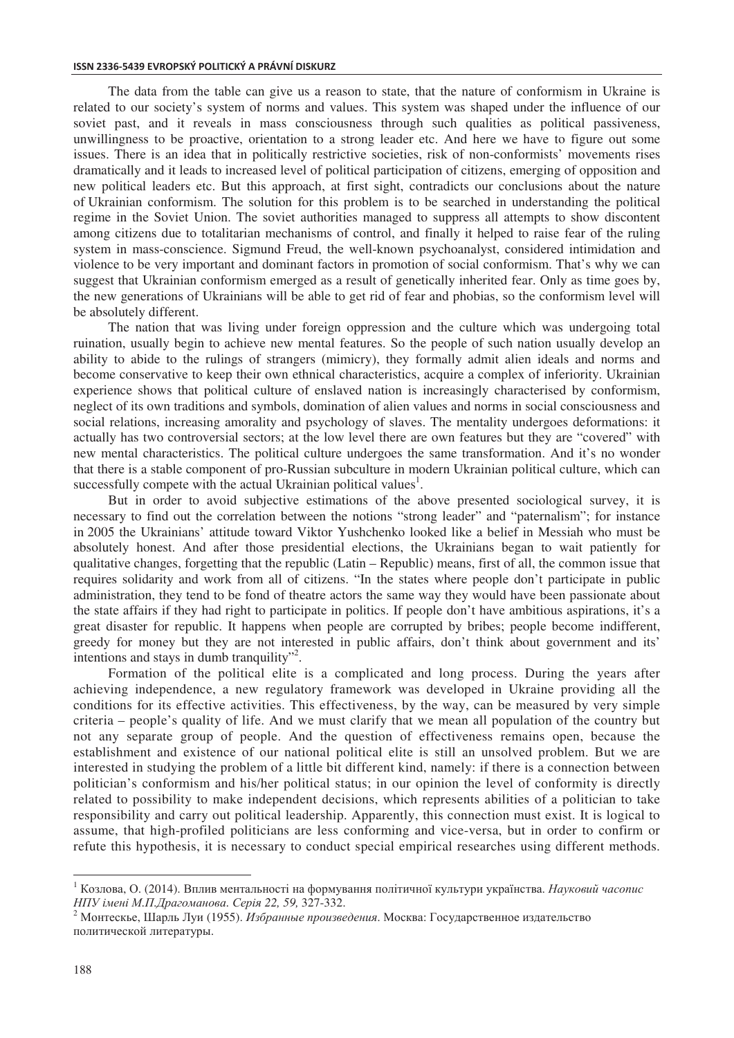The data from the table can give us a reason to state, that the nature of conformism in Ukraine is related to our society's system of norms and values. This system was shaped under the influence of our soviet past, and it reveals in mass consciousness through such qualities as political passiveness, unwillingness to be proactive, orientation to a strong leader etc. And here we have to figure out some issues. There is an idea that in politically restrictive societies, risk of non-conformists' movements rises dramatically and it leads to increased level of political participation of citizens, emerging of opposition and new political leaders etc. But this approach, at first sight, contradicts our conclusions about the nature of Ukrainian conformism. The solution for this problem is to be searched in understanding the political regime in the Soviet Union. The soviet authorities managed to suppress all attempts to show discontent among citizens due to totalitarian mechanisms of control, and finally it helped to raise fear of the ruling system in mass-conscience. Sigmund Freud, the well-known psychoanalyst, considered intimidation and violence to be very important and dominant factors in promotion of social conformism. That's why we can suggest that Ukrainian conformism emerged as a result of genetically inherited fear. Only as time goes by, the new generations of Ukrainians will be able to get rid of fear and phobias, so the conformism level will be absolutely different.

The nation that was living under foreign oppression and the culture which was undergoing total ruination, usually begin to achieve new mental features. So the people of such nation usually develop an ability to abide to the rulings of strangers (mimicry), they formally admit alien ideals and norms and become conservative to keep their own ethnical characteristics, acquire a complex of inferiority. Ukrainian experience shows that political culture of enslaved nation is increasingly characterised by conformism, neglect of its own traditions and symbols, domination of alien values and norms in social consciousness and social relations, increasing amorality and psychology of slaves. The mentality undergoes deformations: it actually has two controversial sectors; at the low level there are own features but they are "covered" with new mental characteristics. The political culture undergoes the same transformation. And it's no wonder that there is a stable component of pro-Russian subculture in modern Ukrainian political culture, which can successfully compete with the actual Ukrainian political values[1].

But in order to avoid subjective estimations of the above presented sociological survey, it is necessary to find out the correlation between the notions "strong leader" and "paternalism"; for instance in 2005 the Ukrainians' attitude toward Viktor Yushchenko looked like a belief in Messiah who must be absolutely honest. And after those presidential elections, the Ukrainians began to wait patiently for qualitative changes, forgetting that the republic (Latin – Republic) means, first of all, the common issue that requires solidarity and work from all of citizens. "In the states where people don't participate in public administration, they tend to be fond of theatre actors the same way they would have been passionate about the state affairs if they had right to participate in politics. If people don't have ambitious aspirations, it's a great disaster for republic. It happens when people are corrupted by bribes; people become indifferent, greedy for money but they are not interested in public affairs, don't think about government and its' intentions and stays in dumb tranquility"[2].

Formation of the political elite is a complicated and long process. During the years after achieving independence, a new regulatory framework was developed in Ukraine providing all the conditions for its effective activities. This effectiveness, by the way, can be measured by very simple criteria – people's quality of life. And we must clarify that we mean all population of the country but not any separate group of people. And the question of effectiveness remains open, because the establishment and existence of our national political elite is still an unsolved problem. But we are interested in studying the problem of a little bit different kind, namely: if there is a connection between politician's conformism and his/her political status; in our opinion the level of conformity is directly related to possibility to make independent decisions, which represents abilities of a politician to take responsibility and carry out political leadership. Apparently, this connection must exist. It is logical to assume, that high-profiled politicians are less conforming and vice-versa, but in order to confirm or refute this hypothesis, it is necessary to conduct special empirical researches using different methods.

---

[1] Козлова, О. (2014). Вплив ментальності на формування політичної культури українства. *Науковий часопис НПУ імені М.П.Драгоманова. Серія 22, 59*, 327-332.

[2] Монтескье, Шарль Луи (1955). *Избранные произведения*. Москва: Государственное издательство политической литературы.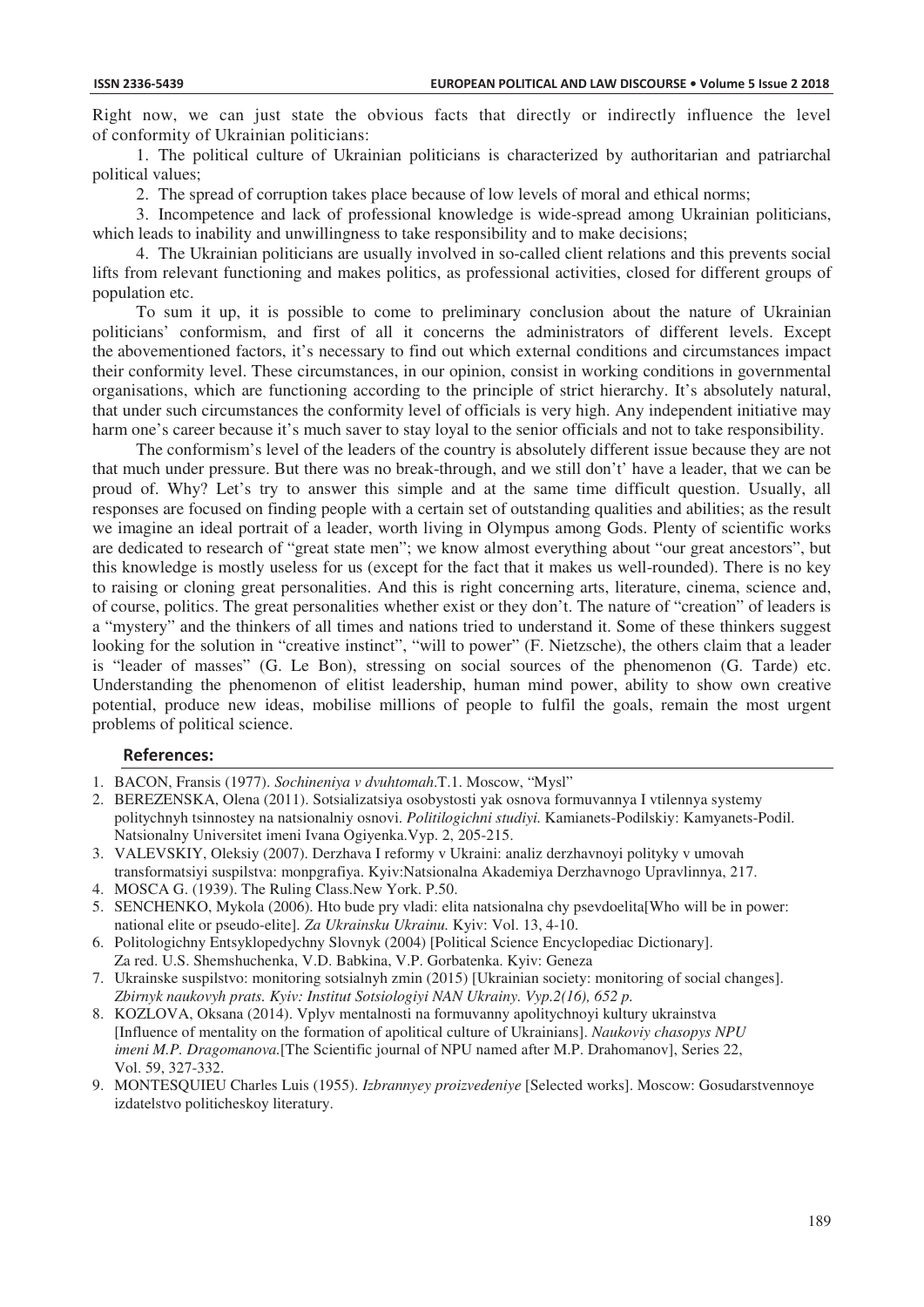Right now, we can just state the obvious facts that directly or indirectly influence the level of conformity of Ukrainian politicians:

1. The political culture of Ukrainian politicians is characterized by authoritarian and patriarchal political values;
2. The spread of corruption takes place because of low levels of moral and ethical norms;
3. Incompetence and lack of professional knowledge is wide-spread among Ukrainian politicians, which leads to inability and unwillingness to take responsibility and to make decisions;
4. The Ukrainian politicians are usually involved in so-called client relations and this prevents social lifts from relevant functioning and makes politics, as professional activities, closed for different groups of population etc.

To sum it up, it is possible to come to preliminary conclusion about the nature of Ukrainian politicians' conformism, and first of all it concerns the administrators of different levels. Except the abovementioned factors, it's necessary to find out which external conditions and circumstances impact their conformity level. These circumstances, in our opinion, consist in working conditions in governmental organisations, which are functioning according to the principle of strict hierarchy. It's absolutely natural, that under such circumstances the conformity level of officials is very high. Any independent initiative may harm one's career because it's much saver to stay loyal to the senior officials and not to take responsibility.

The conformism's level of the leaders of the country is absolutely different issue because they are not that much under pressure. But there was no break-through, and we still don't' have a leader, that we can be proud of. Why? Let's try to answer this simple and at the same time difficult question. Usually, all responses are focused on finding people with a certain set of outstanding qualities and abilities; as the result we imagine an ideal portrait of a leader, worth living in Olympus among Gods. Plenty of scientific works are dedicated to research of "great state men"; we know almost everything about "our great ancestors", but this knowledge is mostly useless for us (except for the fact that it makes us well-rounded). There is no key to raising or cloning great personalities. And this is right concerning arts, literature, cinema, science and, of course, politics. The great personalities whether exist or they don't. The nature of "creation" of leaders is a "mystery" and the thinkers of all times and nations tried to understand it. Some of these thinkers suggest looking for the solution in "creative instinct", "will to power" (F. Nietzsche), the others claim that a leader is "leader of masses" (G. Le Bon), stressing on social sources of the phenomenon (G. Tarde) etc. Understanding the phenomenon of elitist leadership, human mind power, ability to show own creative potential, produce new ideas, mobilise millions of people to fulfil the goals, remain the most urgent problems of political science.

## References:

1. BACON, Fransis (1977). *Sochineniya v dvuhtomah*.T.1. Moscow, "Mysl"
2. BEREZENSKA, Olena (2011). Sotsializatsiya osobystosti yak osnova formuvannya I vtilennya systemy politychnyh tsinnostey na natsionalniy osnovi. *Politilogichni studiyi.* Kamianets-Podilskiy: Kamyanets-Podil. Natsionalny Universitet imeni Ivana Ogiyenka.Vyp. 2, 205-215.
3. VALEVSKIY, Oleksiy (2007). Derzhava I reformy v Ukraini: analiz derzhavnoyi polityky v umovah transformatsiyi suspilstva: monpgrafiya. Kyiv:Natsionalna Akademiya Derzhavnogo Upravlinnya, 217.
4. MOSCA G. (1939). The Ruling Class.New York. P.50.
5. SENCHENKO, Mykola (2006). Hto bude pry vladi: elita natsionalna chy psevdoelita[Who will be in power: national elite or pseudo-elite]. *Za Ukrainsku Ukrainu.* Kyiv: Vol. 13, 4-10.
6. Politologichny Entsyklopedychny Slovnyk (2004) [Political Science Encyclopediac Dictionary]. Za red. U.S. Shemshuchenka, V.D. Babkina, V.P. Gorbatenka. Kyiv: Geneza
7. Ukrainske suspilstvo: monitoring sotsialnyh zmin (2015) [Ukrainian society: monitoring of social changes]. *Zbirnyk naukovyh prats. Kyiv: Institut Sotsiologiyi NAN Ukrainy. Vyp.2(16), 652 p.*
8. KOZLOVA, Oksana (2014). Vplyv mentalnosti na formuvanny apolitychnoyi kultury ukrainstva [Influence of mentality on the formation of apolitical culture of Ukrainians]. *Naukoviy chasopys NPU imeni M.P. Dragomanova.*[The Scientific journal of NPU named after M.P. Drahomanov], Series 22, Vol. 59, 327-332.
9. MONTESQUIEU Charles Luis (1955). *Izbrannyey proizvedeniye* [Selected works]. Moscow: Gosudarstvennoye izdatelstvo politicheskoy literatury.